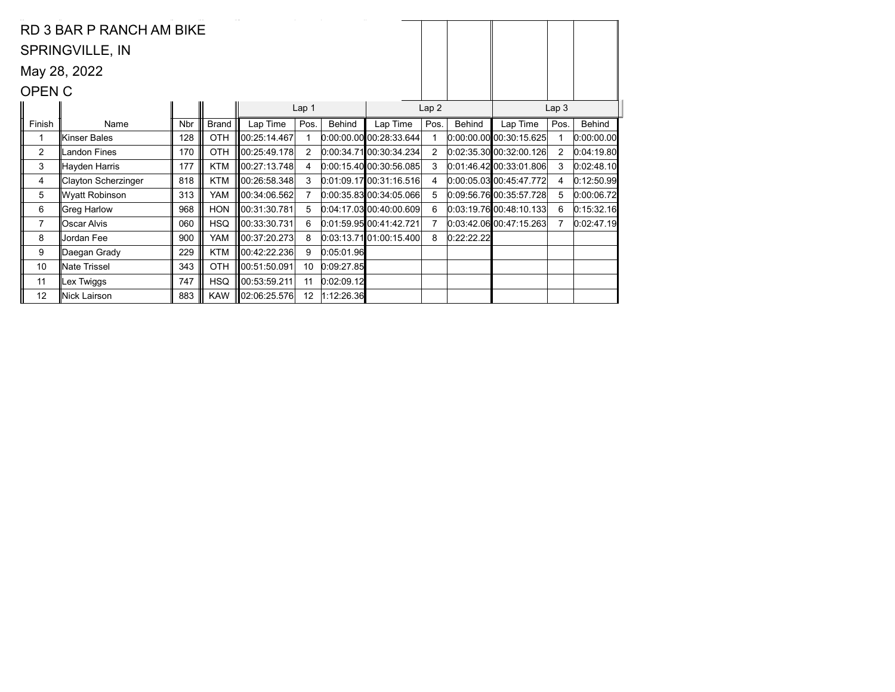RD 3 BAR P RANCH AM BIKE

SPRINGVILLE, IN

May 28, 2022

OPEN C

| | | | | Lap 1 | | | Lap 2 | | | Lap 3 | | |
|---|---|---|---|---|---|---|---|---|---|---|---|---|
| Finish | Name | Nbr | Brand | Lap Time | Pos. | Behind | Lap Time | Pos. | Behind | Lap Time | Pos. | Behind |
| 1 | Kinser Bales | 128 | OTH | 00:25:14.467 | 1 | 0:00:00.00 | 00:28:33.644 | 1 | 0:00:00.00 | 00:30:15.625 | 1 | 0:00:00.00 |
| 2 | Landon Fines | 170 | OTH | 00:25:49.178 | 2 | 0:00:34.71 | 00:30:34.234 | 2 | 0:02:35.30 | 00:32:00.126 | 2 | 0:04:19.80 |
| 3 | Hayden Harris | 177 | KTM | 00:27:13.748 | 4 | 0:00:15.40 | 00:30:56.085 | 3 | 0:01:46.42 | 00:33:01.806 | 3 | 0:02:48.10 |
| 4 | Clayton Scherzinger | 818 | KTM | 00:26:58.348 | 3 | 0:01:09.17 | 00:31:16.516 | 4 | 0:00:05.03 | 00:45:47.772 | 4 | 0:12:50.99 |
| 5 | Wyatt Robinson | 313 | YAM | 00:34:06.562 | 7 | 0:00:35.83 | 00:34:05.066 | 5 | 0:09:56.76 | 00:35:57.728 | 5 | 0:00:06.72 |
| 6 | Greg Harlow | 968 | HON | 00:31:30.781 | 5 | 0:04:17.03 | 00:40:00.609 | 6 | 0:03:19.76 | 00:48:10.133 | 6 | 0:15:32.16 |
| 7 | Oscar Alvis | 060 | HSQ | 00:33:30.731 | 6 | 0:01:59.95 | 00:41:42.721 | 7 | 0:03:42.06 | 00:47:15.263 | 7 | 0:02:47.19 |
| 8 | Jordan Fee | 900 | YAM | 00:37:20.273 | 8 | 0:03:13.71 | 01:00:15.400 | 8 | 0:22:22.22 | | | |
| 9 | Daegan Grady | 229 | KTM | 00:42:22.236 | 9 | 0:05:01.96 | | | | | | |
| 10 | Nate Trissel | 343 | OTH | 00:51:50.091 | 10 | 0:09:27.85 | | | | | | |
| 11 | Lex Twiggs | 747 | HSQ | 00:53:59.211 | 11 | 0:02:09.12 | | | | | | |
| 12 | Nick Lairson | 883 | KAW | 02:06:25.576 | 12 | 1:12:26.36 | | | | | | |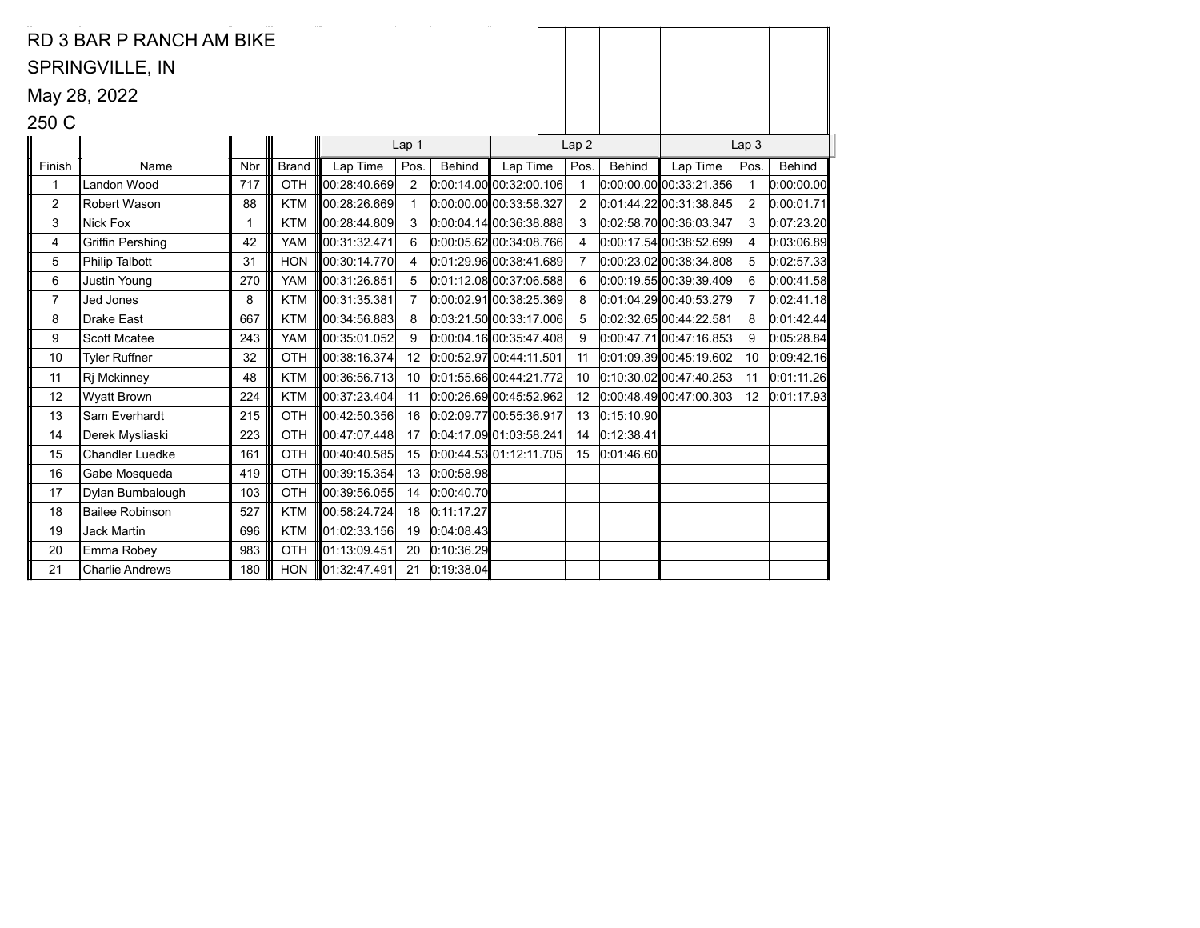RD 3 BAR P RANCH AM BIKE

SPRINGVILLE, IN

May 28, 2022

250 C

| Finish | Name | Nbr | Brand | Lap 1 | | | Lap 2 | | | Lap 3 | | |
|---|---|---|---|---|---|---|---|---|---|---|---|---|
| | | | | Lap Time | Pos. | Behind | Lap Time | Pos. | Behind | Lap Time | Pos. | Behind |
| 1 | Landon Wood | 717 | OTH | 00:28:40.669 | 2 | 0:00:14.00 | 00:32:00.106 | 1 | 0:00:00.00 | 00:33:21.356 | 1 | 0:00:00.00 |
| 2 | Robert Wason | 88 | KTM | 00:28:26.669 | 1 | 0:00:00.00 | 00:33:58.327 | 2 | 0:01:44.22 | 00:31:38.845 | 2 | 0:00:01.71 |
| 3 | Nick Fox | 1 | KTM | 00:28:44.809 | 3 | 0:00:04.14 | 00:36:38.888 | 3 | 0:02:58.70 | 00:36:03.347 | 3 | 0:07:23.20 |
| 4 | Griffin Pershing | 42 | YAM | 00:31:32.471 | 6 | 0:00:05.62 | 00:34:08.766 | 4 | 0:00:17.54 | 00:38:52.699 | 4 | 0:03:06.89 |
| 5 | Philip Talbott | 31 | HON | 00:30:14.770 | 4 | 0:01:29.96 | 00:38:41.689 | 7 | 0:00:23.02 | 00:38:34.808 | 5 | 0:02:57.33 |
| 6 | Justin Young | 270 | YAM | 00:31:26.851 | 5 | 0:01:12.08 | 00:37:06.588 | 6 | 0:00:19.55 | 00:39:39.409 | 6 | 0:00:41.58 |
| 7 | Jed Jones | 8 | KTM | 00:31:35.381 | 7 | 0:00:02.91 | 00:38:25.369 | 8 | 0:01:04.29 | 00:40:53.279 | 7 | 0:02:41.18 |
| 8 | Drake East | 667 | KTM | 00:34:56.883 | 8 | 0:03:21.50 | 00:33:17.006 | 5 | 0:02:32.65 | 00:44:22.581 | 8 | 0:01:42.44 |
| 9 | Scott Mcatee | 243 | YAM | 00:35:01.052 | 9 | 0:00:04.16 | 00:35:47.408 | 9 | 0:00:47.71 | 00:47:16.853 | 9 | 0:05:28.84 |
| 10 | Tyler Ruffner | 32 | OTH | 00:38:16.374 | 12 | 0:00:52.97 | 00:44:11.501 | 11 | 0:01:09.39 | 00:45:19.602 | 10 | 0:09:42.16 |
| 11 | Rj Mckinney | 48 | KTM | 00:36:56.713 | 10 | 0:01:55.66 | 00:44:21.772 | 10 | 0:10:30.02 | 00:47:40.253 | 11 | 0:01:11.26 |
| 12 | Wyatt Brown | 224 | KTM | 00:37:23.404 | 11 | 0:00:26.69 | 00:45:52.962 | 12 | 0:00:48.49 | 00:47:00.303 | 12 | 0:01:17.93 |
| 13 | Sam Everhardt | 215 | OTH | 00:42:50.356 | 16 | 0:02:09.77 | 00:55:36.917 | 13 | 0:15:10.90 | | | |
| 14 | Derek Mysliaski | 223 | OTH | 00:47:07.448 | 17 | 0:04:17.09 | 01:03:58.241 | 14 | 0:12:38.41 | | | |
| 15 | Chandler Luedke | 161 | OTH | 00:40:40.585 | 15 | 0:00:44.53 | 01:12:11.705 | 15 | 0:01:46.60 | | | |
| 16 | Gabe Mosqueda | 419 | OTH | 00:39:15.354 | 13 | 0:00:58.98 | | | | | | |
| 17 | Dylan Bumbalough | 103 | OTH | 00:39:56.055 | 14 | 0:00:40.70 | | | | | | |
| 18 | Bailee Robinson | 527 | KTM | 00:58:24.724 | 18 | 0:11:17.27 | | | | | | |
| 19 | Jack Martin | 696 | KTM | 01:02:33.156 | 19 | 0:04:08.43 | | | | | | |
| 20 | Emma Robey | 983 | OTH | 01:13:09.451 | 20 | 0:10:36.29 | | | | | | |
| 21 | Charlie Andrews | 180 | HON | 01:32:47.491 | 21 | 0:19:38.04 | | | | | | |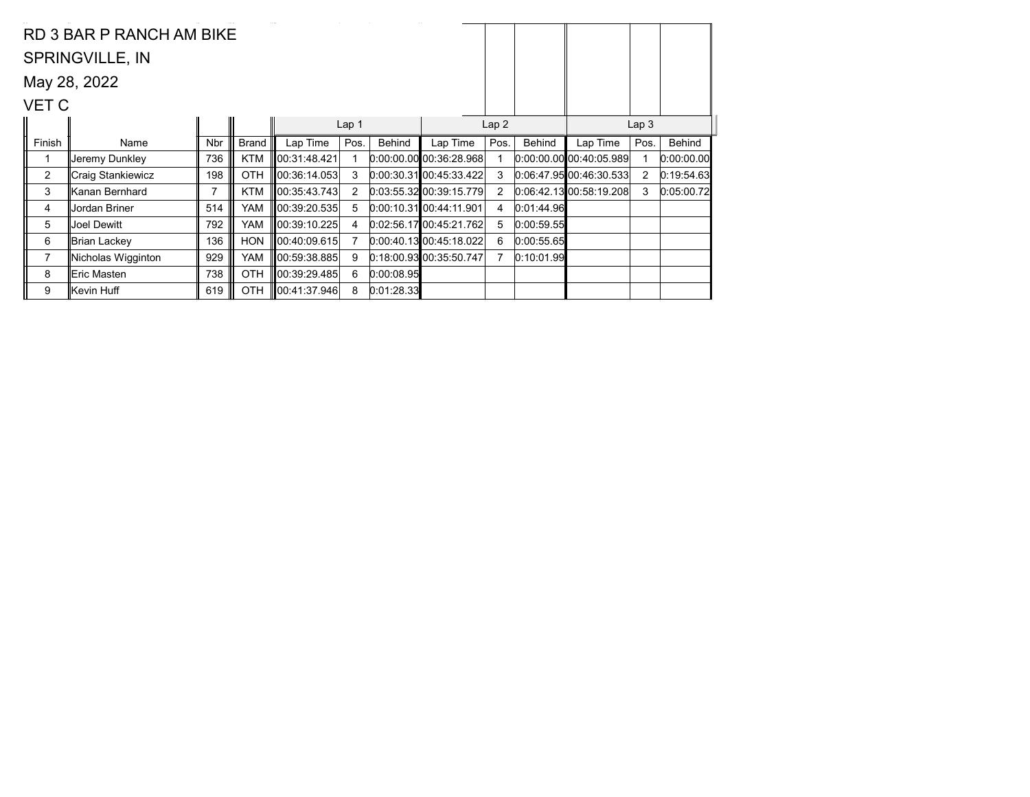RD 3 BAR P RANCH AM BIKE

SPRINGVILLE, IN

May 28, 2022

VET C

| | | | | Lap 1 | | | Lap 2 | | | Lap 3 | | |
|---|---|---|---|---|---|---|---|---|---|---|---|---|
| Finish | Name | Nbr | Brand | Lap Time | Pos. | Behind | Lap Time | Pos. | Behind | Lap Time | Pos. | Behind |
| 1 | Jeremy Dunkley | 736 | KTM | 00:31:48.421 | 1 | 0:00:00.00 | 00:36:28.968 | 1 | 0:00:00.00 | 00:40:05.989 | 1 | 0:00:00.00 |
| 2 | Craig Stankiewicz | 198 | OTH | 00:36:14.053 | 3 | 0:00:30.31 | 00:45:33.422 | 3 | 0:06:47.95 | 00:46:30.533 | 2 | 0:19:54.63 |
| 3 | Kanan Bernhard | 7 | KTM | 00:35:43.743 | 2 | 0:03:55.32 | 00:39:15.779 | 2 | 0:06:42.13 | 00:58:19.208 | 3 | 0:05:00.72 |
| 4 | Jordan Briner | 514 | YAM | 00:39:20.535 | 5 | 0:00:10.31 | 00:44:11.901 | 4 | 0:01:44.96 | | | |
| 5 | Joel Dewitt | 792 | YAM | 00:39:10.225 | 4 | 0:02:56.17 | 00:45:21.762 | 5 | 0:00:59.55 | | | |
| 6 | Brian Lackey | 136 | HON | 00:40:09.615 | 7 | 0:00:40.13 | 00:45:18.022 | 6 | 0:00:55.65 | | | |
| 7 | Nicholas Wigginton | 929 | YAM | 00:59:38.885 | 9 | 0:18:00.93 | 00:35:50.747 | 7 | 0:10:01.99 | | | |
| 8 | Eric Masten | 738 | OTH | 00:39:29.485 | 6 | 0:00:08.95 | | | | | | |
| 9 | Kevin Huff | 619 | OTH | 00:41:37.946 | 8 | 0:01:28.33 | | | | | | |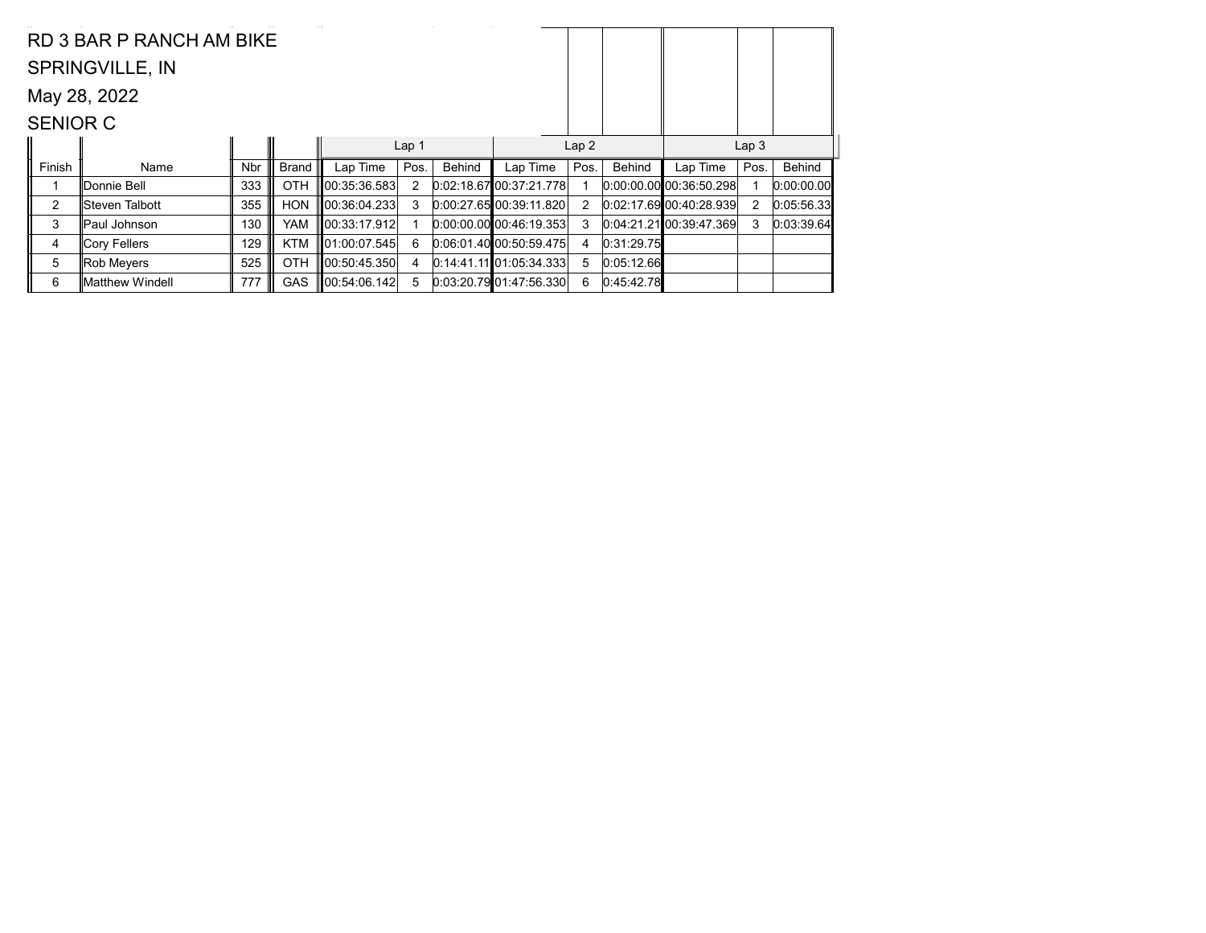RD 3 BAR P RANCH AM BIKE

SPRINGVILLE, IN

May 28, 2022

SENIOR C

| | | | | Lap 1 | | | Lap 2 | | | Lap 3 | | |
|---|---|---|---|---|---|---|---|---|---|---|---|---|
| Finish | Name | Nbr | Brand | Lap Time | Pos. | Behind | Lap Time | Pos. | Behind | Lap Time | Pos. | Behind |
| 1 | Donnie Bell | 333 | OTH | 00:35:36.583 | 2 | 0:02:18.67 | 00:37:21.778 | 1 | 0:00:00.00 | 00:36:50.298 | 1 | 0:00:00.00 |
| 2 | Steven Talbott | 355 | HON | 00:36:04.233 | 3 | 0:00:27.65 | 00:39:11.820 | 2 | 0:02:17.69 | 00:40:28.939 | 2 | 0:05:56.33 |
| 3 | Paul Johnson | 130 | YAM | 00:33:17.912 | 1 | 0:00:00.00 | 00:46:19.353 | 3 | 0:04:21.21 | 00:39:47.369 | 3 | 0:03:39.64 |
| 4 | Cory Fellers | 129 | KTM | 01:00:07.545 | 6 | 0:06:01.40 | 00:50:59.475 | 4 | 0:31:29.75 | | | |
| 5 | Rob Meyers | 525 | OTH | 00:50:45.350 | 4 | 0:14:41.11 | 01:05:34.333 | 5 | 0:05:12.66 | | | |
| 6 | Matthew Windell | 777 | GAS | 00:54:06.142 | 5 | 0:03:20.79 | 01:47:56.330 | 6 | 0:45:42.78 | | | |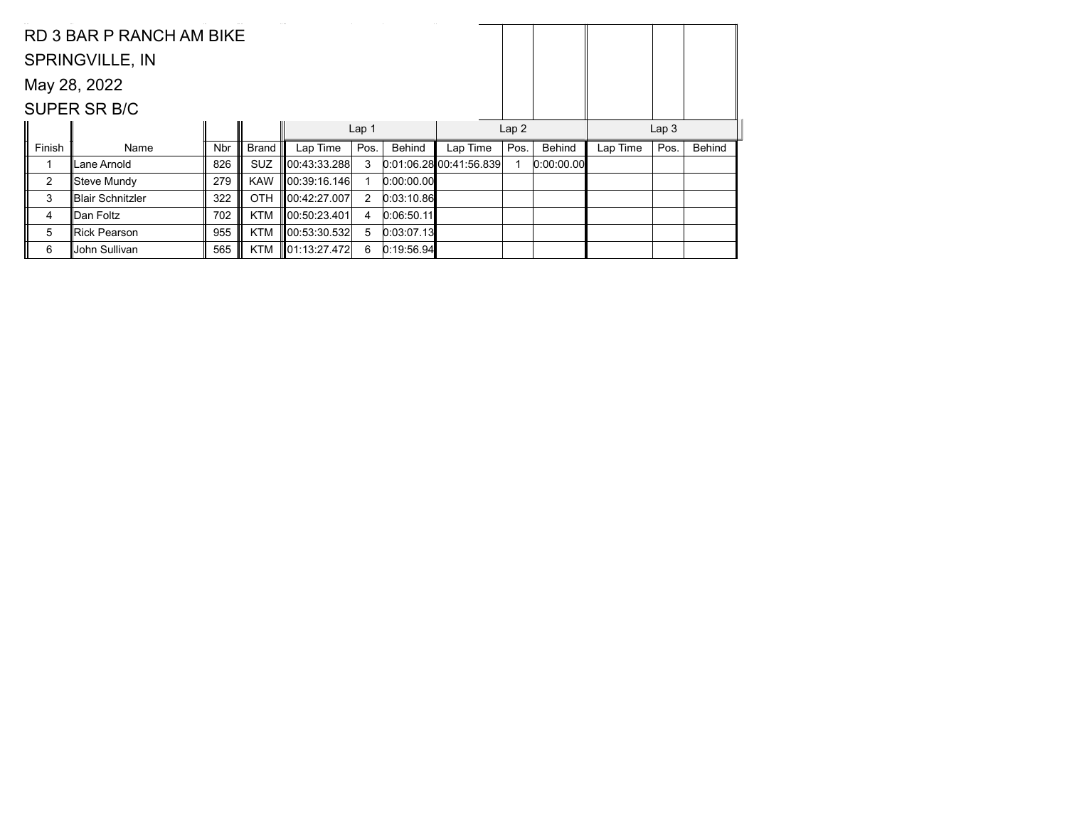RD 3 BAR P RANCH AM BIKE

SPRINGVILLE, IN

May 28, 2022

SUPER SR B/C

| Finish | Name | Nbr | Brand | Lap 1 | | | Lap 2 | | | Lap 3 | | |
|---|---|---|---|---|---|---|---|---|---|---|---|---|
| | | | | Lap Time | Pos. | Behind | Lap Time | Pos. | Behind | Lap Time | Pos. | Behind |
| 1 | Lane Arnold | 826 | SUZ | 00:43:33.288 | 3 | 0:01:06.28 | 00:41:56.839 | 1 | 0:00:00.00 | | | |
| 2 | Steve Mundy | 279 | KAW | 00:39:16.146 | 1 | 0:00:00.00 | | | | | | |
| 3 | Blair Schnitzler | 322 | OTH | 00:42:27.007 | 2 | 0:03:10.86 | | | | | | |
| 4 | Dan Foltz | 702 | KTM | 00:50:23.401 | 4 | 0:06:50.11 | | | | | | |
| 5 | Rick Pearson | 955 | KTM | 00:53:30.532 | 5 | 0:03:07.13 | | | | | | |
| 6 | John Sullivan | 565 | KTM | 01:13:27.472 | 6 | 0:19:56.94 | | | | | | |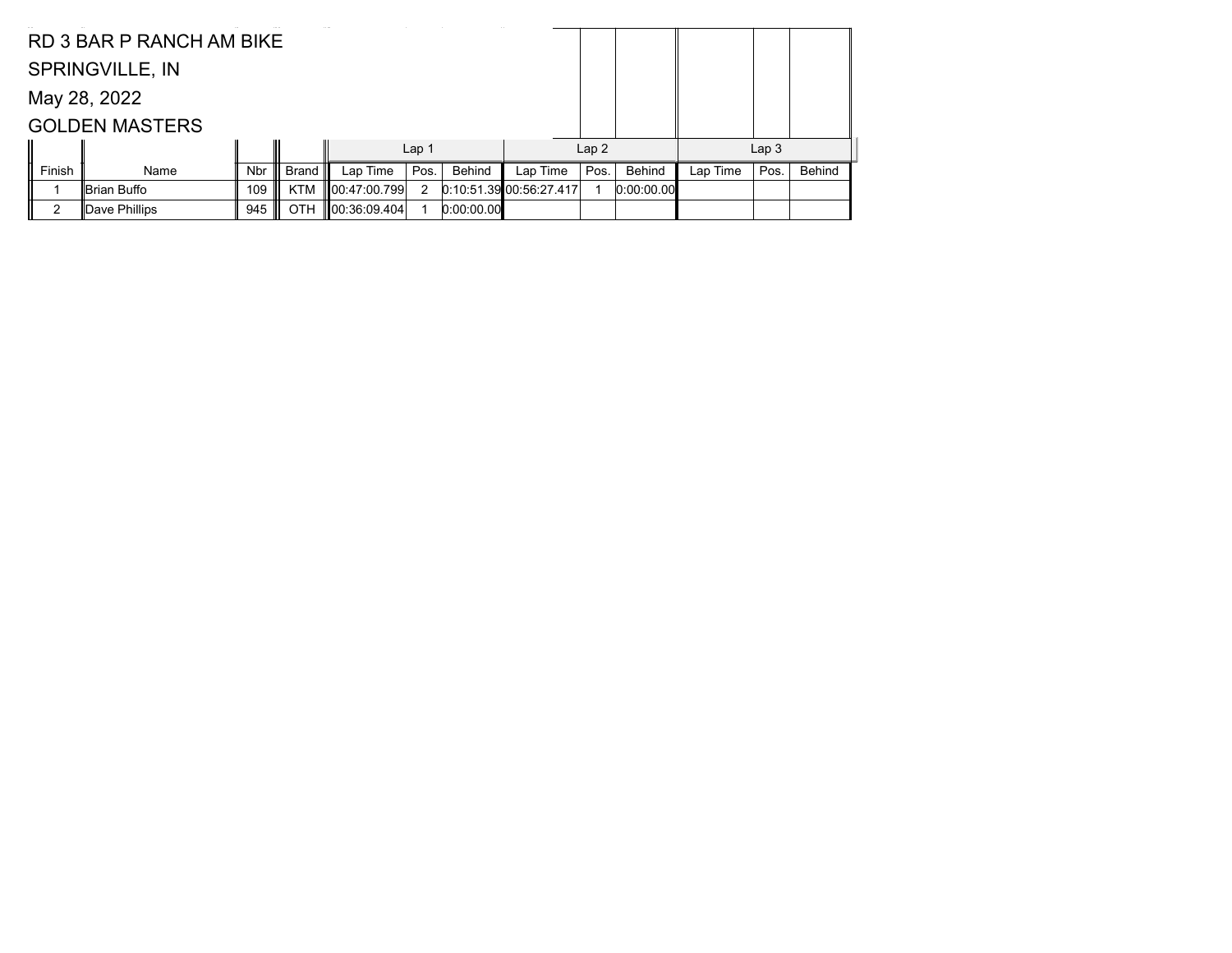RD 3 BAR P RANCH AM BIKE

SPRINGVILLE, IN

May 28, 2022

GOLDEN MASTERS

| | | | | Lap 1 | | | Lap 2 | | | Lap 3 | | |
|---|---|---|---|---|---|---|---|---|---|---|---|---|
| Finish | Name | Nbr | Brand | Lap Time | Pos. | Behind | Lap Time | Pos. | Behind | Lap Time | Pos. | Behind |
| 1 | Brian Buffo | 109 | KTM | 00:47:00.799 | 2 | 0:10:51.39 | 00:56:27.417 | 1 | 0:00:00.00 | | | |
| 2 | Dave Phillips | 945 | OTH | 00:36:09.404 | 1 | 0:00:00.00 | | | | | | |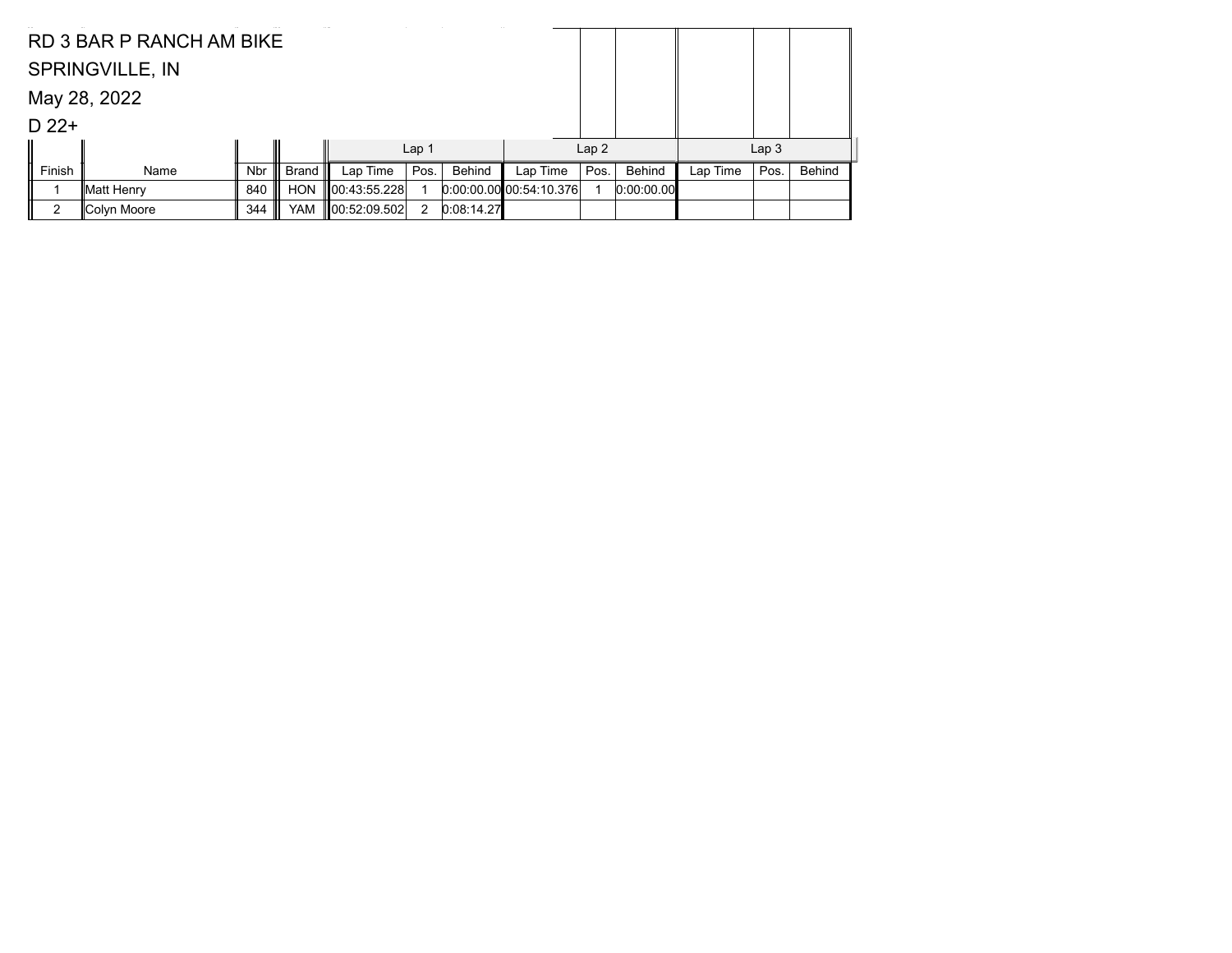RD 3 BAR P RANCH AM BIKE

SPRINGVILLE, IN

May 28, 2022

D 22+

| | | | | Lap 1 | | | Lap 2 | | | Lap 3 | | |
|---|---|---|---|---|---|---|---|---|---|---|---|---|
| Finish | Name | Nbr | Brand | Lap Time | Pos. | Behind | Lap Time | Pos. | Behind | Lap Time | Pos. | Behind |
| 1 | Matt Henry | 840 | HON | 00:43:55.228 | 1 | 0:00:00.00 | 00:54:10.376 | 1 | 0:00:00.00 | | | |
| 2 | Colyn Moore | 344 | YAM | 00:52:09.502 | 2 | 0:08:14.27 | | | | | | |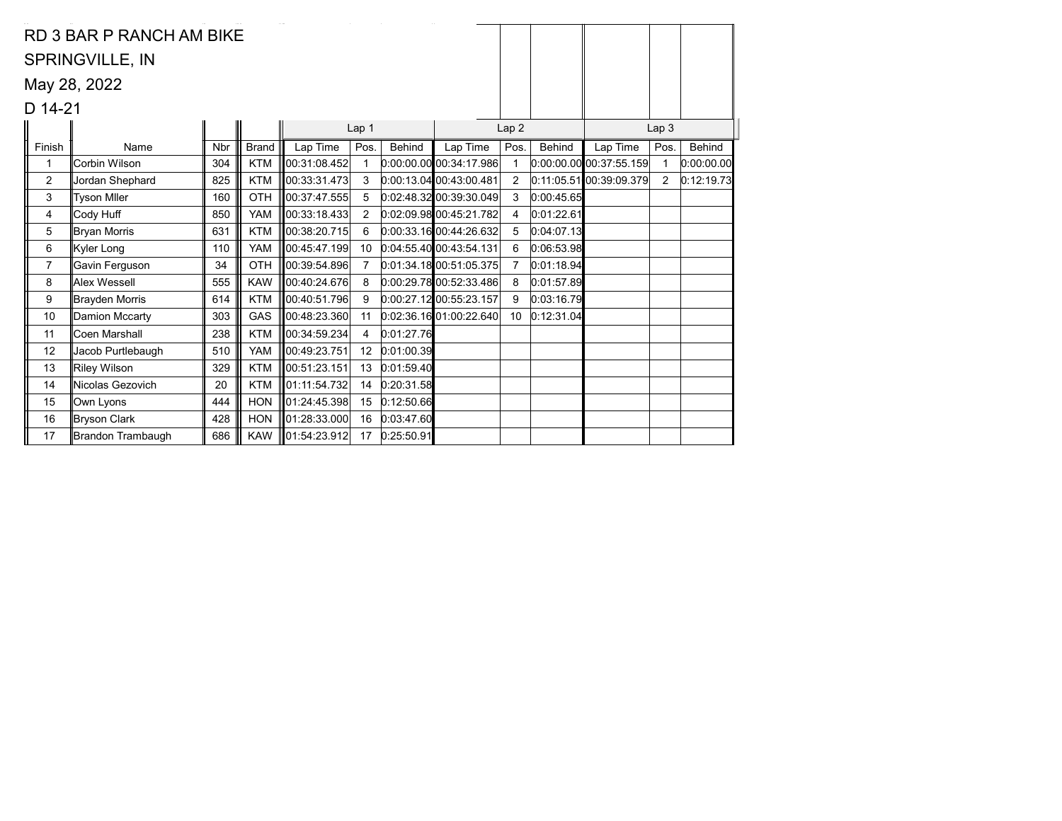RD 3 BAR P RANCH AM BIKE

SPRINGVILLE, IN

May 28, 2022

D 14-21

| | | | | Lap 1 | | | Lap 2 | | | Lap 3 | | |
|---|---|---|---|---|---|---|---|---|---|---|---|---|
| Finish | Name | Nbr | Brand | Lap Time | Pos. | Behind | Lap Time | Pos. | Behind | Lap Time | Pos. | Behind |
| 1 | Corbin Wilson | 304 | KTM | 00:31:08.452 | 1 | 0:00:00.00 | 00:34:17.986 | 1 | 0:00:00.00 | 00:37:55.159 | 1 | 0:00:00.00 |
| 2 | Jordan Shephard | 825 | KTM | 00:33:31.473 | 3 | 0:00:13.04 | 00:43:00.481 | 2 | 0:11:05.51 | 00:39:09.379 | 2 | 0:12:19.73 |
| 3 | Tyson Mller | 160 | OTH | 00:37:47.555 | 5 | 0:02:48.32 | 00:39:30.049 | 3 | 0:00:45.65 | | | |
| 4 | Cody Huff | 850 | YAM | 00:33:18.433 | 2 | 0:02:09.98 | 00:45:21.782 | 4 | 0:01:22.61 | | | |
| 5 | Bryan Morris | 631 | KTM | 00:38:20.715 | 6 | 0:00:33.16 | 00:44:26.632 | 5 | 0:04:07.13 | | | |
| 6 | Kyler Long | 110 | YAM | 00:45:47.199 | 10 | 0:04:55.40 | 00:43:54.131 | 6 | 0:06:53.98 | | | |
| 7 | Gavin Ferguson | 34 | OTH | 00:39:54.896 | 7 | 0:01:34.18 | 00:51:05.375 | 7 | 0:01:18.94 | | | |
| 8 | Alex Wessell | 555 | KAW | 00:40:24.676 | 8 | 0:00:29.78 | 00:52:33.486 | 8 | 0:01:57.89 | | | |
| 9 | Brayden Morris | 614 | KTM | 00:40:51.796 | 9 | 0:00:27.12 | 00:55:23.157 | 9 | 0:03:16.79 | | | |
| 10 | Damion Mccarty | 303 | GAS | 00:48:23.360 | 11 | 0:02:36.16 | 01:00:22.640 | 10 | 0:12:31.04 | | | |
| 11 | Coen Marshall | 238 | KTM | 00:34:59.234 | 4 | 0:01:27.76 | | | | | | |
| 12 | Jacob Purtlebaugh | 510 | YAM | 00:49:23.751 | 12 | 0:01:00.39 | | | | | | |
| 13 | Riley Wilson | 329 | KTM | 00:51:23.151 | 13 | 0:01:59.40 | | | | | | |
| 14 | Nicolas Gezovich | 20 | KTM | 01:11:54.732 | 14 | 0:20:31.58 | | | | | | |
| 15 | Own Lyons | 444 | HON | 01:24:45.398 | 15 | 0:12:50.66 | | | | | | |
| 16 | Bryson Clark | 428 | HON | 01:28:33.000 | 16 | 0:03:47.60 | | | | | | |
| 17 | Brandon Trambaugh | 686 | KAW | 01:54:23.912 | 17 | 0:25:50.91 | | | | | | |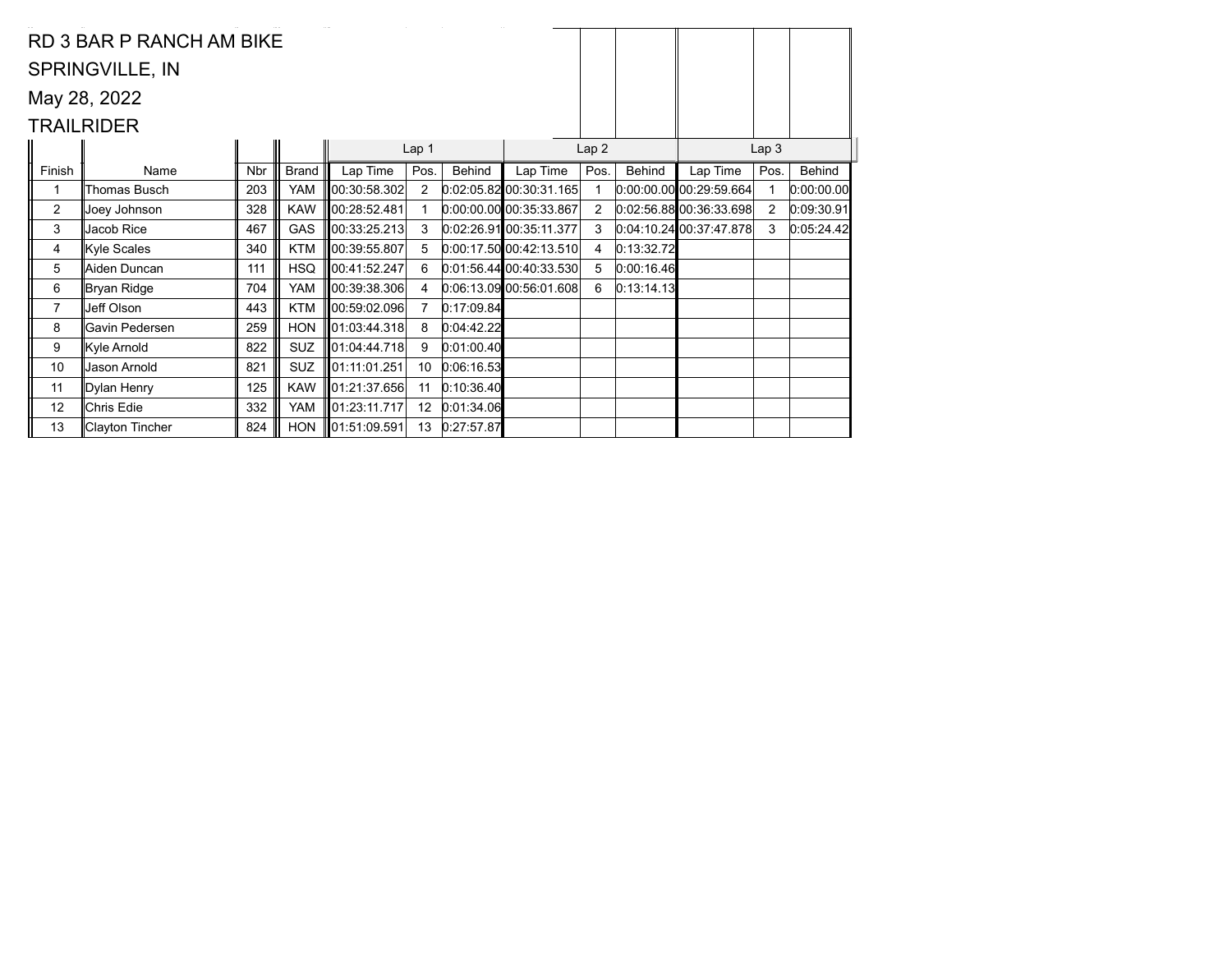RD 3 BAR P RANCH AM BIKE

SPRINGVILLE, IN

May 28, 2022

TRAILRIDER

| | | | | Lap 1 | | | Lap 2 | | | Lap 3 | | |
|---|---|---|---|---|---|---|---|---|---|---|---|---|
| Finish | Name | Nbr | Brand | Lap Time | Pos. | Behind | Lap Time | Pos. | Behind | Lap Time | Pos. | Behind |
| 1 | Thomas Busch | 203 | YAM | 00:30:58.302 | 2 | 0:02:05.82 | 00:30:31.165 | 1 | 0:00:00.00 | 00:29:59.664 | 1 | 0:00:00.00 |
| 2 | Joey Johnson | 328 | KAW | 00:28:52.481 | 1 | 0:00:00.00 | 00:35:33.867 | 2 | 0:02:56.88 | 00:36:33.698 | 2 | 0:09:30.91 |
| 3 | Jacob Rice | 467 | GAS | 00:33:25.213 | 3 | 0:02:26.91 | 00:35:11.377 | 3 | 0:04:10.24 | 00:37:47.878 | 3 | 0:05:24.42 |
| 4 | Kyle Scales | 340 | KTM | 00:39:55.807 | 5 | 0:00:17.50 | 00:42:13.510 | 4 | 0:13:32.72 | | | |
| 5 | Aiden Duncan | 111 | HSQ | 00:41:52.247 | 6 | 0:01:56.44 | 00:40:33.530 | 5 | 0:00:16.46 | | | |
| 6 | Bryan Ridge | 704 | YAM | 00:39:38.306 | 4 | 0:06:13.09 | 00:56:01.608 | 6 | 0:13:14.13 | | | |
| 7 | Jeff Olson | 443 | KTM | 00:59:02.096 | 7 | 0:17:09.84 | | | | | | |
| 8 | Gavin Pedersen | 259 | HON | 01:03:44.318 | 8 | 0:04:42.22 | | | | | | |
| 9 | Kyle Arnold | 822 | SUZ | 01:04:44.718 | 9 | 0:01:00.40 | | | | | | |
| 10 | Jason Arnold | 821 | SUZ | 01:11:01.251 | 10 | 0:06:16.53 | | | | | | |
| 11 | Dylan Henry | 125 | KAW | 01:21:37.656 | 11 | 0:10:36.40 | | | | | | |
| 12 | Chris Edie | 332 | YAM | 01:23:11.717 | 12 | 0:01:34.06 | | | | | | |
| 13 | Clayton Tincher | 824 | HON | 01:51:09.591 | 13 | 0:27:57.87 | | | | | | |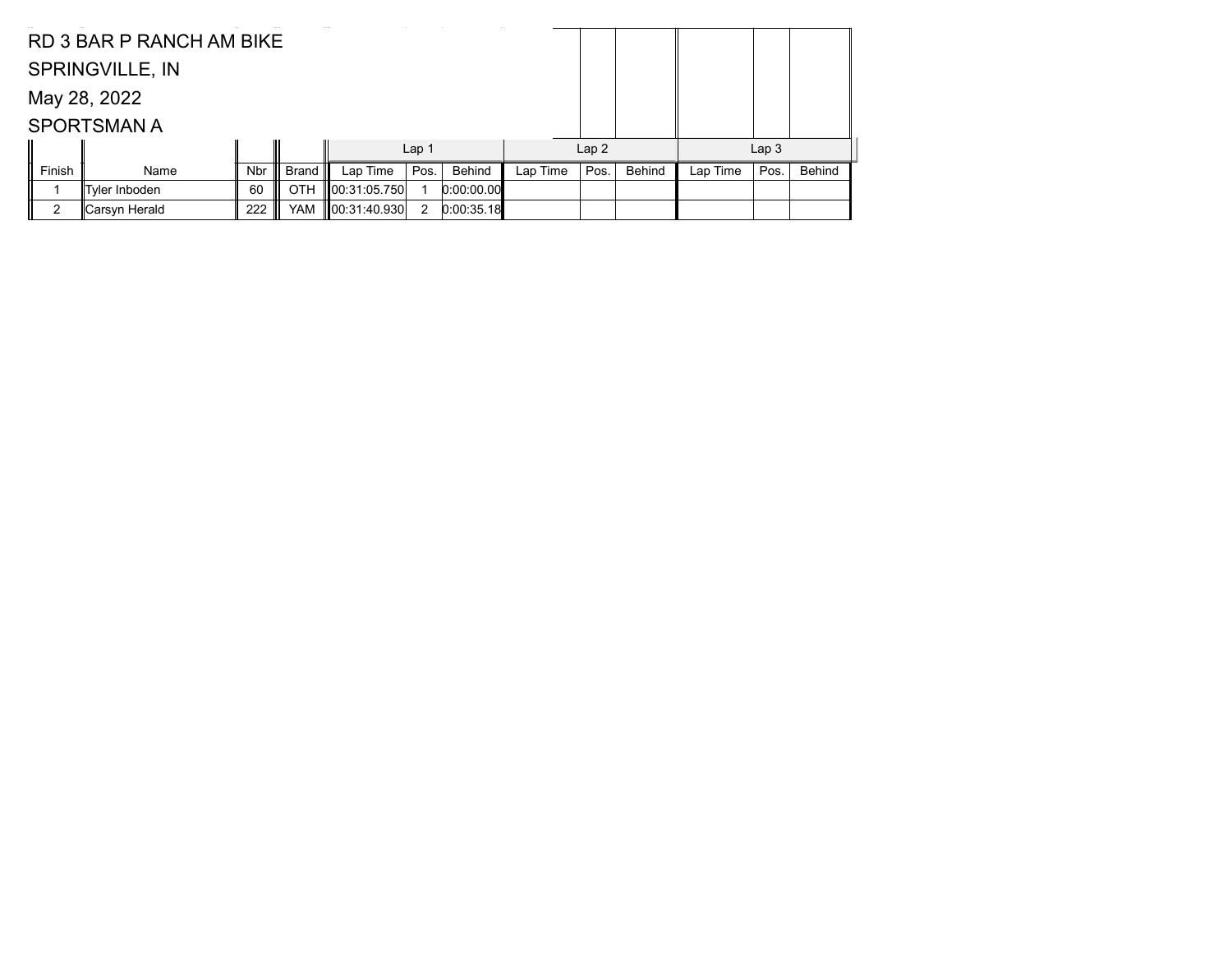RD 3 BAR P RANCH AM BIKE

SPRINGVILLE, IN

May 28, 2022

SPORTSMAN A

| | | | | Lap 1 | | | Lap 2 | | | Lap 3 | | |
|---|---|---|---|---|---|---|---|---|---|---|---|---|
| Finish | Name | Nbr | Brand | Lap Time | Pos. | Behind | Lap Time | Pos. | Behind | Lap Time | Pos. | Behind |
| 1 | Tyler Inboden | 60 | OTH | 00:31:05.750 | 1 | 0:00:00.00 | | | | | | |
| 2 | Carsyn Herald | 222 | YAM | 00:31:40.930 | 2 | 0:00:35.18 | | | | | | |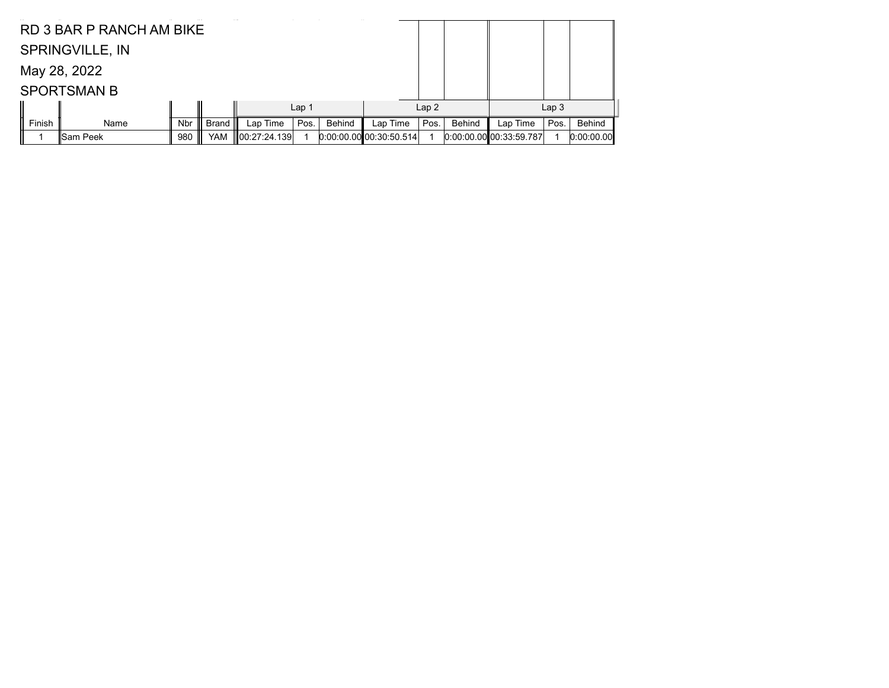RD 3 BAR P RANCH AM BIKE

SPRINGVILLE, IN

May 28, 2022

SPORTSMAN B

| | | | | Lap 1 | | | Lap 2 | | | Lap 3 | | |
|---|---|---|---|---|---|---|---|---|---|---|---|---|
| Finish | Name | Nbr | Brand | Lap Time | Pos. | Behind | Lap Time | Pos. | Behind | Lap Time | Pos. | Behind |
| 1 | Sam Peek | 980 | YAM | 00:27:24.139 | 1 | 0:00:00.00 | 00:30:50.514 | 1 | 0:00:00.00 | 00:33:59.787 | 1 | 0:00:00.00 |